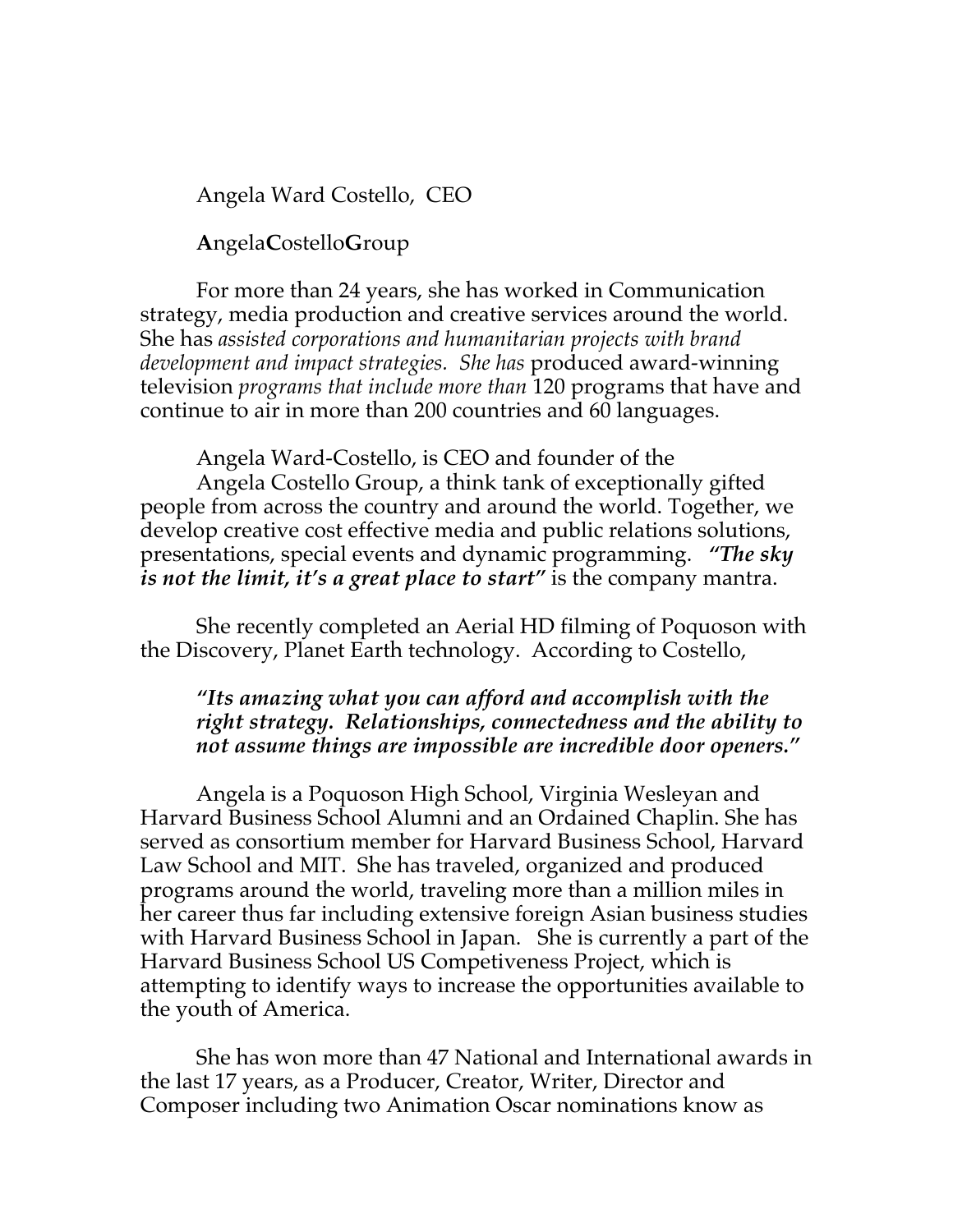Angela Ward Costello, CEO

**A**ngela**C**ostello**G**roup

For more than 24 years, she has worked in Communication strategy, media production and creative services around the world. She has *assisted corporations and humanitarian projects with brand development and impact strategies. She has* produced award-winning television *programs that include more than* 120 programs that have and continue to air in more than 200 countries and 60 languages.

Angela Ward-Costello, is CEO and founder of the Angela Costello Group, a think tank of exceptionally gifted people from across the country and around the world. Together, we develop creative cost effective media and public relations solutions, presentations, special events and dynamic programming. ***"The sky is not the limit, it's a great place to start"*** is the company mantra.

She recently completed an Aerial HD filming of Poquoson with the Discovery, Planet Earth technology. According to Costello,

> ***"Its amazing what you can afford and accomplish with the right strategy. Relationships, connectedness and the ability to not assume things are impossible are incredible door openers."***

Angela is a Poquoson High School, Virginia Wesleyan and Harvard Business School Alumni and an Ordained Chaplin. She has served as consortium member for Harvard Business School, Harvard Law School and MIT. She has traveled, organized and produced programs around the world, traveling more than a million miles in her career thus far including extensive foreign Asian business studies with Harvard Business School in Japan. She is currently a part of the Harvard Business School US Competiveness Project, which is attempting to identify ways to increase the opportunities available to the youth of America.

She has won more than 47 National and International awards in the last 17 years, as a Producer, Creator, Writer, Director and Composer including two Animation Oscar nominations know as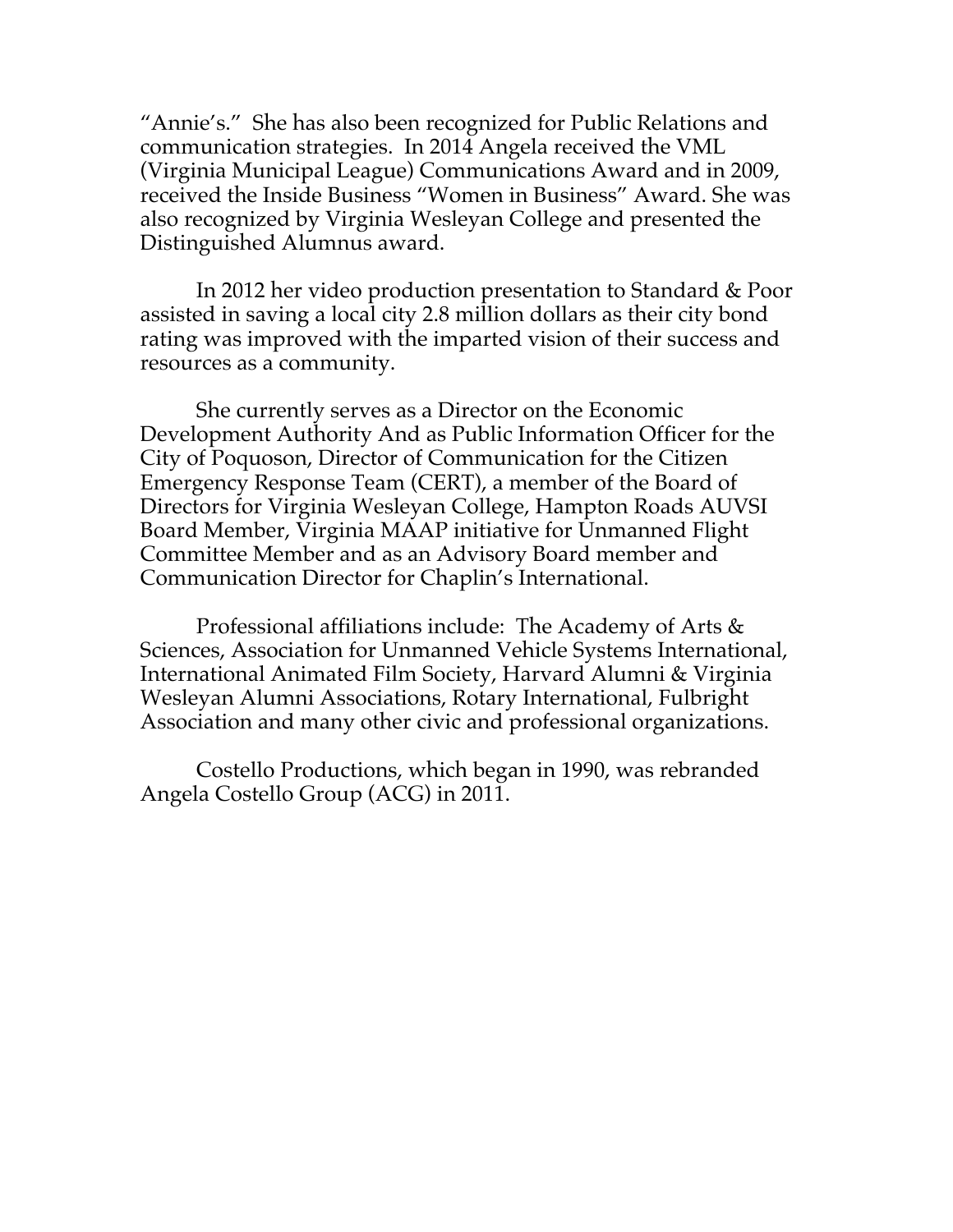"Annie's." She has also been recognized for Public Relations and communication strategies. In 2014 Angela received the VML (Virginia Municipal League) Communications Award and in 2009, received the Inside Business "Women in Business" Award. She was also recognized by Virginia Wesleyan College and presented the Distinguished Alumnus award.

In 2012 her video production presentation to Standard & Poor assisted in saving a local city 2.8 million dollars as their city bond rating was improved with the imparted vision of their success and resources as a community.

She currently serves as a Director on the Economic Development Authority And as Public Information Officer for the City of Poquoson, Director of Communication for the Citizen Emergency Response Team (CERT), a member of the Board of Directors for Virginia Wesleyan College, Hampton Roads AUVSI Board Member, Virginia MAAP initiative for Unmanned Flight Committee Member and as an Advisory Board member and Communication Director for Chaplin's International.

Professional affiliations include: The Academy of Arts & Sciences, Association for Unmanned Vehicle Systems International, International Animated Film Society, Harvard Alumni & Virginia Wesleyan Alumni Associations, Rotary International, Fulbright Association and many other civic and professional organizations.

Costello Productions, which began in 1990, was rebranded Angela Costello Group (ACG) in 2011.